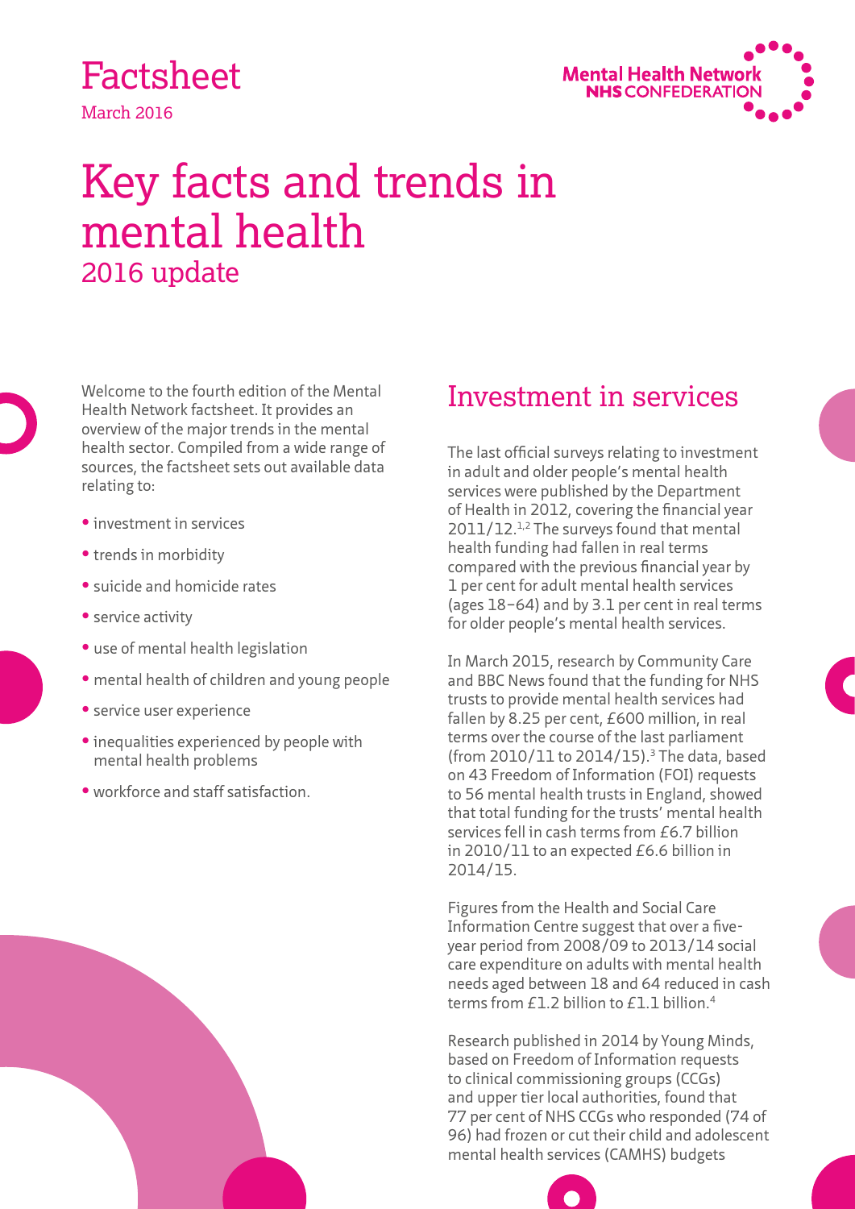Factsheet

March 2016

Mental Health Network
NHS CONFEDERATION

# Key facts and trends in mental health

## 2016 update

Welcome to the fourth edition of the Mental Health Network factsheet. It provides an overview of the major trends in the mental health sector. Compiled from a wide range of sources, the factsheet sets out available data relating to:

- investment in services
- trends in morbidity
- suicide and homicide rates
- service activity
- use of mental health legislation
- mental health of children and young people
- service user experience
- inequalities experienced by people with mental health problems
- workforce and staff satisfaction.

## Investment in services

The last official surveys relating to investment in adult and older people's mental health services were published by the Department of Health in 2012, covering the financial year 2011/12.[1,2] The surveys found that mental health funding had fallen in real terms compared with the previous financial year by 1 per cent for adult mental health services (ages 18–64) and by 3.1 per cent in real terms for older people's mental health services.

In March 2015, research by Community Care and BBC News found that the funding for NHS trusts to provide mental health services had fallen by 8.25 per cent, £600 million, in real terms over the course of the last parliament (from 2010/11 to 2014/15).[3] The data, based on 43 Freedom of Information (FOI) requests to 56 mental health trusts in England, showed that total funding for the trusts' mental health services fell in cash terms from £6.7 billion in 2010/11 to an expected £6.6 billion in 2014/15.

Figures from the Health and Social Care Information Centre suggest that over a five-year period from 2008/09 to 2013/14 social care expenditure on adults with mental health needs aged between 18 and 64 reduced in cash terms from £1.2 billion to £1.1 billion.[4]

Research published in 2014 by Young Minds, based on Freedom of Information requests to clinical commissioning groups (CCGs) and upper tier local authorities, found that 77 per cent of NHS CCGs who responded (74 of 96) had frozen or cut their child and adolescent mental health services (CAMHS) budgets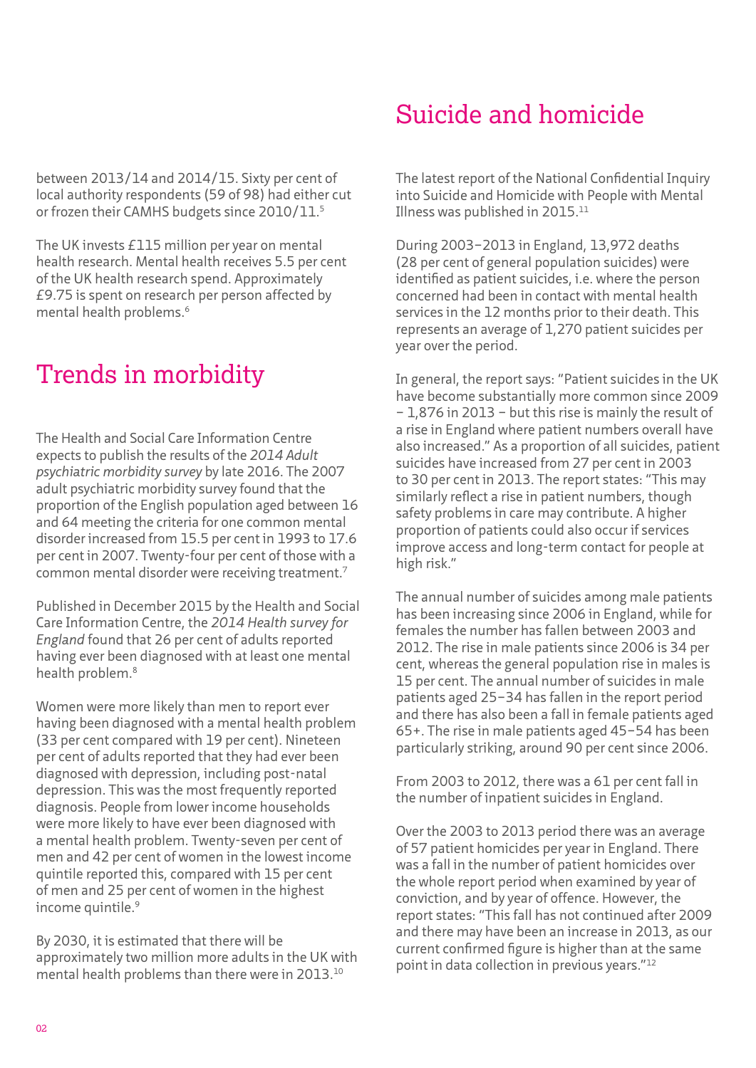between 2013/14 and 2014/15. Sixty per cent of local authority respondents (59 of 98) had either cut or frozen their CAMHS budgets since 2010/11.[5]

The UK invests £115 million per year on mental health research. Mental health receives 5.5 per cent of the UK health research spend. Approximately £9.75 is spent on research per person affected by mental health problems.[6]

## Trends in morbidity

The Health and Social Care Information Centre expects to publish the results of the *2014 Adult psychiatric morbidity survey* by late 2016. The 2007 adult psychiatric morbidity survey found that the proportion of the English population aged between 16 and 64 meeting the criteria for one common mental disorder increased from 15.5 per cent in 1993 to 17.6 per cent in 2007. Twenty-four per cent of those with a common mental disorder were receiving treatment.[7]

Published in December 2015 by the Health and Social Care Information Centre, the *2014 Health survey for England* found that 26 per cent of adults reported having ever been diagnosed with at least one mental health problem.[8]

Women were more likely than men to report ever having been diagnosed with a mental health problem (33 per cent compared with 19 per cent). Nineteen per cent of adults reported that they had ever been diagnosed with depression, including post-natal depression. This was the most frequently reported diagnosis. People from lower income households were more likely to have ever been diagnosed with a mental health problem. Twenty-seven per cent of men and 42 per cent of women in the lowest income quintile reported this, compared with 15 per cent of men and 25 per cent of women in the highest income quintile.[9]

By 2030, it is estimated that there will be approximately two million more adults in the UK with mental health problems than there were in 2013.[10]

## Suicide and homicide

The latest report of the National Confidential Inquiry into Suicide and Homicide with People with Mental Illness was published in 2015.[11]

During 2003–2013 in England, 13,972 deaths (28 per cent of general population suicides) were identified as patient suicides, i.e. where the person concerned had been in contact with mental health services in the 12 months prior to their death. This represents an average of 1,270 patient suicides per year over the period.

In general, the report says: "Patient suicides in the UK have become substantially more common since 2009 – 1,876 in 2013 – but this rise is mainly the result of a rise in England where patient numbers overall have also increased." As a proportion of all suicides, patient suicides have increased from 27 per cent in 2003 to 30 per cent in 2013. The report states: "This may similarly reflect a rise in patient numbers, though safety problems in care may contribute. A higher proportion of patients could also occur if services improve access and long-term contact for people at high risk."

The annual number of suicides among male patients has been increasing since 2006 in England, while for females the number has fallen between 2003 and 2012. The rise in male patients since 2006 is 34 per cent, whereas the general population rise in males is 15 per cent. The annual number of suicides in male patients aged 25–34 has fallen in the report period and there has also been a fall in female patients aged 65+. The rise in male patients aged 45–54 has been particularly striking, around 90 per cent since 2006.

From 2003 to 2012, there was a 61 per cent fall in the number of inpatient suicides in England.

Over the 2003 to 2013 period there was an average of 57 patient homicides per year in England. There was a fall in the number of patient homicides over the whole report period when examined by year of conviction, and by year of offence. However, the report states: "This fall has not continued after 2009 and there may have been an increase in 2013, as our current confirmed figure is higher than at the same point in data collection in previous years."[12]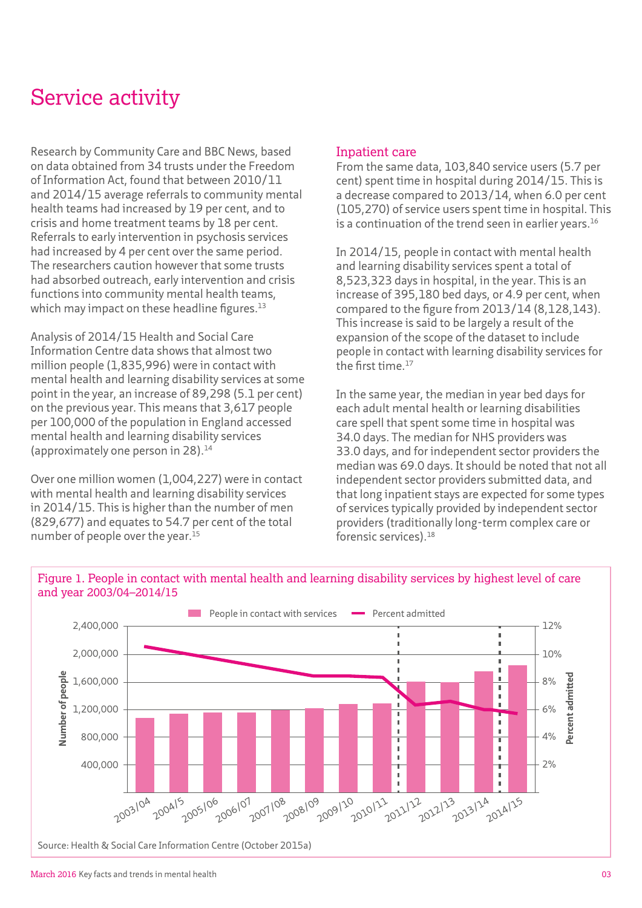# Service activity

Research by Community Care and BBC News, based on data obtained from 34 trusts under the Freedom of Information Act, found that between 2010/11 and 2014/15 average referrals to community mental health teams had increased by 19 per cent, and to crisis and home treatment teams by 18 per cent. Referrals to early intervention in psychosis services had increased by 4 per cent over the same period. The researchers caution however that some trusts had absorbed outreach, early intervention and crisis functions into community mental health teams, which may impact on these headline figures.[13]

Analysis of 2014/15 Health and Social Care Information Centre data shows that almost two million people (1,835,996) were in contact with mental health and learning disability services at some point in the year, an increase of 89,298 (5.1 per cent) on the previous year. This means that 3,617 people per 100,000 of the population in England accessed mental health and learning disability services (approximately one person in 28).[14]

Over one million women (1,004,227) were in contact with mental health and learning disability services in 2014/15. This is higher than the number of men (829,677) and equates to 54.7 per cent of the total number of people over the year.[15]

## Inpatient care

From the same data, 103,840 service users (5.7 per cent) spent time in hospital during 2014/15. This is a decrease compared to 2013/14, when 6.0 per cent (105,270) of service users spent time in hospital. This is a continuation of the trend seen in earlier years.[16]

In 2014/15, people in contact with mental health and learning disability services spent a total of 8,523,323 days in hospital, in the year. This is an increase of 395,180 bed days, or 4.9 per cent, when compared to the figure from 2013/14 (8,128,143). This increase is said to be largely a result of the expansion of the scope of the dataset to include people in contact with learning disability services for the first time.[17]

In the same year, the median in year bed days for each adult mental health or learning disabilities care spell that spent some time in hospital was 34.0 days. The median for NHS providers was 33.0 days, and for independent sector providers the median was 69.0 days. It should be noted that not all independent sector providers submitted data, and that long inpatient stays are expected for some types of services typically provided by independent sector providers (traditionally long-term complex care or forensic services).[18]

Figure 1. People in contact with mental health and learning disability services by highest level of care and year 2003/04–2014/15

Source: Health & Social Care Information Centre (October 2015a)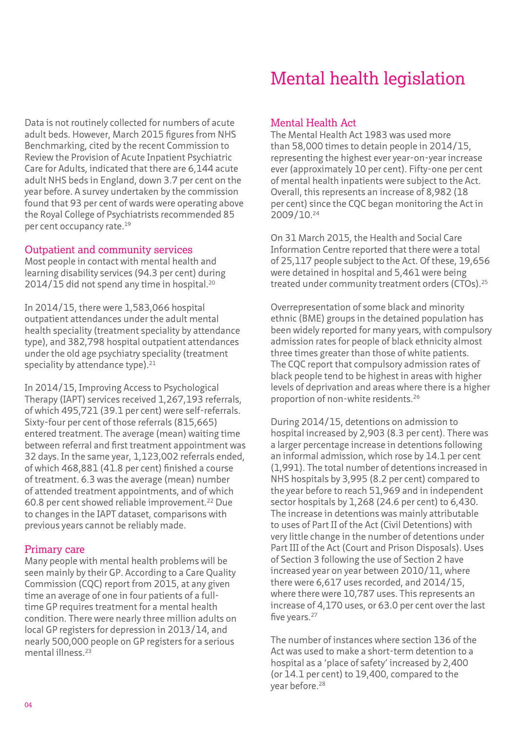Data is not routinely collected for numbers of acute adult beds. However, March 2015 figures from NHS Benchmarking, cited by the recent Commission to Review the Provision of Acute Inpatient Psychiatric Care for Adults, indicated that there are 6,144 acute adult NHS beds in England, down 3.7 per cent on the year before. A survey undertaken by the commission found that 93 per cent of wards were operating above the Royal College of Psychiatrists recommended 85 per cent occupancy rate.[19]

### Outpatient and community services

Most people in contact with mental health and learning disability services (94.3 per cent) during 2014/15 did not spend any time in hospital.[20]

In 2014/15, there were 1,583,066 hospital outpatient attendances under the adult mental health speciality (treatment speciality by attendance type), and 382,798 hospital outpatient attendances under the old age psychiatry speciality (treatment speciality by attendance type).[21]

In 2014/15, Improving Access to Psychological Therapy (IAPT) services received 1,267,193 referrals, of which 495,721 (39.1 per cent) were self-referrals. Sixty-four per cent of those referrals (815,665) entered treatment. The average (mean) waiting time between referral and first treatment appointment was 32 days. In the same year, 1,123,002 referrals ended, of which 468,881 (41.8 per cent) finished a course of treatment. 6.3 was the average (mean) number of attended treatment appointments, and of which 60.8 per cent showed reliable improvement.[22] Due to changes in the IAPT dataset, comparisons with previous years cannot be reliably made.

### Primary care

Many people with mental health problems will be seen mainly by their GP. According to a Care Quality Commission (CQC) report from 2015, at any given time an average of one in four patients of a full-time GP requires treatment for a mental health condition. There were nearly three million adults on local GP registers for depression in 2013/14, and nearly 500,000 people on GP registers for a serious mental illness.[23]

# Mental health legislation

### Mental Health Act

The Mental Health Act 1983 was used more than 58,000 times to detain people in 2014/15, representing the highest ever year-on-year increase ever (approximately 10 per cent). Fifty-one per cent of mental health inpatients were subject to the Act. Overall, this represents an increase of 8,982 (18 per cent) since the CQC began monitoring the Act in 2009/10.[24]

On 31 March 2015, the Health and Social Care Information Centre reported that there were a total of 25,117 people subject to the Act. Of these, 19,656 were detained in hospital and 5,461 were being treated under community treatment orders (CTOs).[25]

Overrepresentation of some black and minority ethnic (BME) groups in the detained population has been widely reported for many years, with compulsory admission rates for people of black ethnicity almost three times greater than those of white patients. The CQC report that compulsory admission rates of black people tend to be highest in areas with higher levels of deprivation and areas where there is a higher proportion of non-white residents.[26]

During 2014/15, detentions on admission to hospital increased by 2,903 (8.3 per cent). There was a larger percentage increase in detentions following an informal admission, which rose by 14.1 per cent (1,991). The total number of detentions increased in NHS hospitals by 3,995 (8.2 per cent) compared to the year before to reach 51,969 and in independent sector hospitals by 1,268 (24.6 per cent) to 6,430. The increase in detentions was mainly attributable to uses of Part II of the Act (Civil Detentions) with very little change in the number of detentions under Part III of the Act (Court and Prison Disposals). Uses of Section 3 following the use of Section 2 have increased year on year between 2010/11, where there were 6,617 uses recorded, and 2014/15, where there were 10,787 uses. This represents an increase of 4,170 uses, or 63.0 per cent over the last five years.[27]

The number of instances where section 136 of the Act was used to make a short-term detention to a hospital as a 'place of safety' increased by 2,400 (or 14.1 per cent) to 19,400, compared to the year before.[28]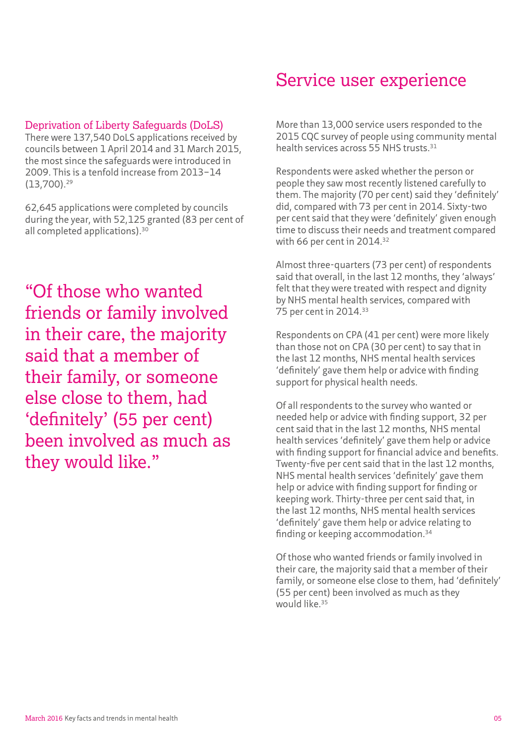### Deprivation of Liberty Safeguards (DoLS)

There were 137,540 DoLS applications received by councils between 1 April 2014 and 31 March 2015, the most since the safeguards were introduced in 2009. This is a tenfold increase from 2013–14 (13,700).[29]

62,645 applications were completed by councils during the year, with 52,125 granted (83 per cent of all completed applications).[30]

> "Of those who wanted friends or family involved in their care, the majority said that a member of their family, or someone else close to them, had 'definitely' (55 per cent) been involved as much as they would like."

## Service user experience

More than 13,000 service users responded to the 2015 CQC survey of people using community mental health services across 55 NHS trusts.[31]

Respondents were asked whether the person or people they saw most recently listened carefully to them. The majority (70 per cent) said they 'definitely' did, compared with 73 per cent in 2014. Sixty-two per cent said that they were 'definitely' given enough time to discuss their needs and treatment compared with 66 per cent in 2014.[32]

Almost three-quarters (73 per cent) of respondents said that overall, in the last 12 months, they 'always' felt that they were treated with respect and dignity by NHS mental health services, compared with 75 per cent in 2014.[33]

Respondents on CPA (41 per cent) were more likely than those not on CPA (30 per cent) to say that in the last 12 months, NHS mental health services 'definitely' gave them help or advice with finding support for physical health needs.

Of all respondents to the survey who wanted or needed help or advice with finding support, 32 per cent said that in the last 12 months, NHS mental health services 'definitely' gave them help or advice with finding support for financial advice and benefits. Twenty-five per cent said that in the last 12 months, NHS mental health services 'definitely' gave them help or advice with finding support for finding or keeping work. Thirty-three per cent said that, in the last 12 months, NHS mental health services 'definitely' gave them help or advice relating to finding or keeping accommodation.[34]

Of those who wanted friends or family involved in their care, the majority said that a member of their family, or someone else close to them, had 'definitely' (55 per cent) been involved as much as they would like.[35]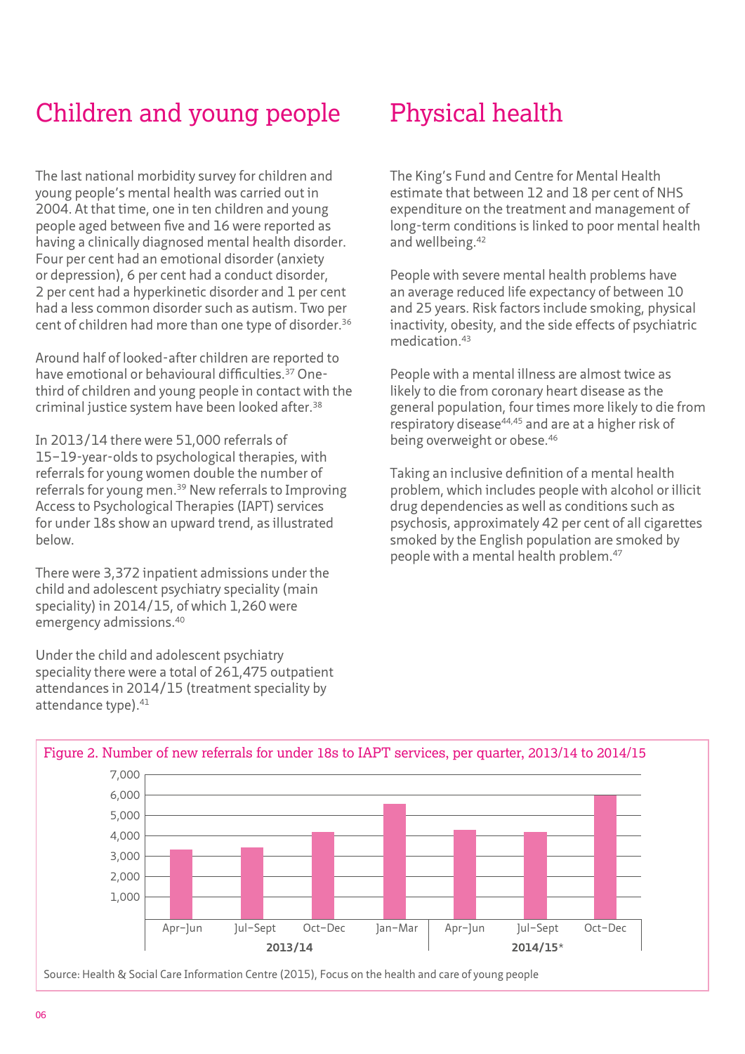## Children and young people

The last national morbidity survey for children and young people's mental health was carried out in 2004. At that time, one in ten children and young people aged between five and 16 were reported as having a clinically diagnosed mental health disorder. Four per cent had an emotional disorder (anxiety or depression), 6 per cent had a conduct disorder, 2 per cent had a hyperkinetic disorder and 1 per cent had a less common disorder such as autism. Two per cent of children had more than one type of disorder.[36]

Around half of looked-after children are reported to have emotional or behavioural difficulties.[37] One-third of children and young people in contact with the criminal justice system have been looked after.[38]

In 2013/14 there were 51,000 referrals of 15–19-year-olds to psychological therapies, with referrals for young women double the number of referrals for young men.[39] New referrals to Improving Access to Psychological Therapies (IAPT) services for under 18s show an upward trend, as illustrated below.

There were 3,372 inpatient admissions under the child and adolescent psychiatry speciality (main speciality) in 2014/15, of which 1,260 were emergency admissions.[40]

Under the child and adolescent psychiatry speciality there were a total of 261,475 outpatient attendances in 2014/15 (treatment speciality by attendance type).[41]

## Physical health

The King's Fund and Centre for Mental Health estimate that between 12 and 18 per cent of NHS expenditure on the treatment and management of long-term conditions is linked to poor mental health and wellbeing.[42]

People with severe mental health problems have an average reduced life expectancy of between 10 and 25 years. Risk factors include smoking, physical inactivity, obesity, and the side effects of psychiatric medication.[43]

People with a mental illness are almost twice as likely to die from coronary heart disease as the general population, four times more likely to die from respiratory disease[44,45] and are at a higher risk of being overweight or obese.[46]

Taking an inclusive definition of a mental health problem, which includes people with alcohol or illicit drug dependencies as well as conditions such as psychosis, approximately 42 per cent of all cigarettes smoked by the English population are smoked by people with a mental health problem.[47]

Figure 2. Number of new referrals for under 18s to IAPT services, per quarter, 2013/14 to 2014/15

| Year | Quarter | New referrals (approx.) |
|---|---|---|
| 2013/14 | Apr–Jun | ~3,300 |
| 2013/14 | Jul–Sept | ~3,400 |
| 2013/14 | Oct–Dec | ~4,200 |
| 2013/14 | Jan–Mar | ~5,600 |
| 2014/15* | Apr–Jun | ~4,300 |
| 2014/15* | Jul–Sept | ~4,200 |
| 2014/15* | Oct–Dec | ~6,000 |

Source: Health & Social Care Information Centre (2015), Focus on the health and care of young people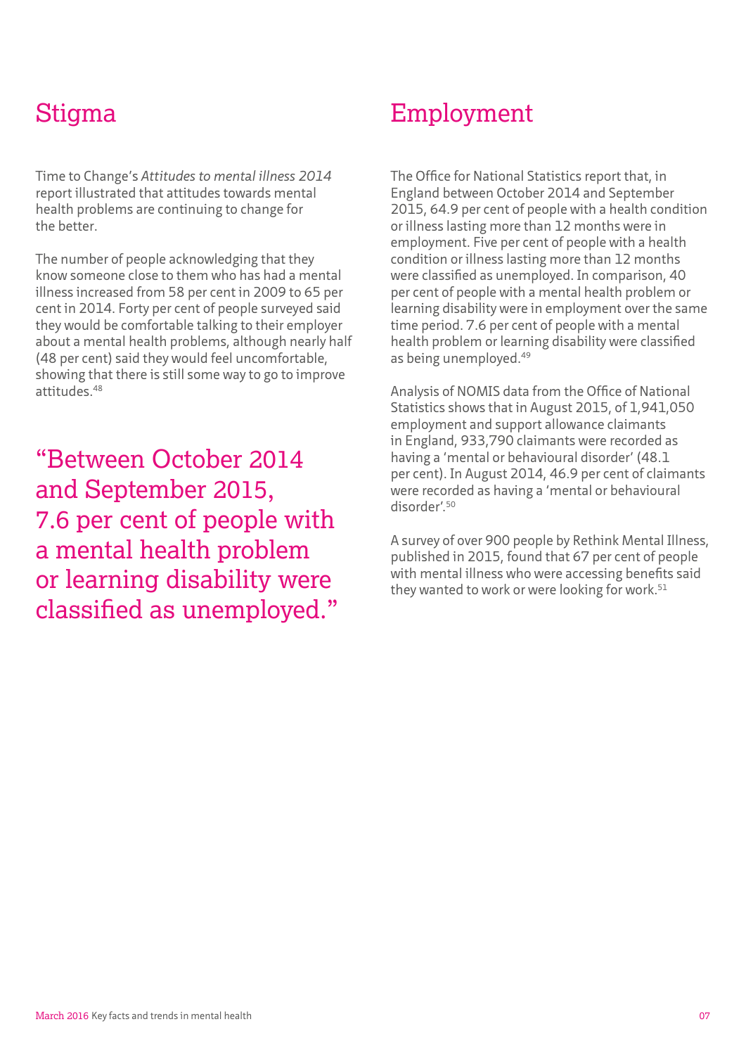## Stigma

Time to Change's *Attitudes to mental illness 2014* report illustrated that attitudes towards mental health problems are continuing to change for the better.

The number of people acknowledging that they know someone close to them who has had a mental illness increased from 58 per cent in 2009 to 65 per cent in 2014. Forty per cent of people surveyed said they would be comfortable talking to their employer about a mental health problems, although nearly half (48 per cent) said they would feel uncomfortable, showing that there is still some way to go to improve attitudes.[48]

> "Between October 2014 and September 2015, 7.6 per cent of people with a mental health problem or learning disability were classified as unemployed."

## Employment

The Office for National Statistics report that, in England between October 2014 and September 2015, 64.9 per cent of people with a health condition or illness lasting more than 12 months were in employment. Five per cent of people with a health condition or illness lasting more than 12 months were classified as unemployed. In comparison, 40 per cent of people with a mental health problem or learning disability were in employment over the same time period. 7.6 per cent of people with a mental health problem or learning disability were classified as being unemployed.[49]

Analysis of NOMIS data from the Office of National Statistics shows that in August 2015, of 1,941,050 employment and support allowance claimants in England, 933,790 claimants were recorded as having a 'mental or behavioural disorder' (48.1 per cent). In August 2014, 46.9 per cent of claimants were recorded as having a 'mental or behavioural disorder'.[50]

A survey of over 900 people by Rethink Mental Illness, published in 2015, found that 67 per cent of people with mental illness who were accessing benefits said they wanted to work or were looking for work.[51]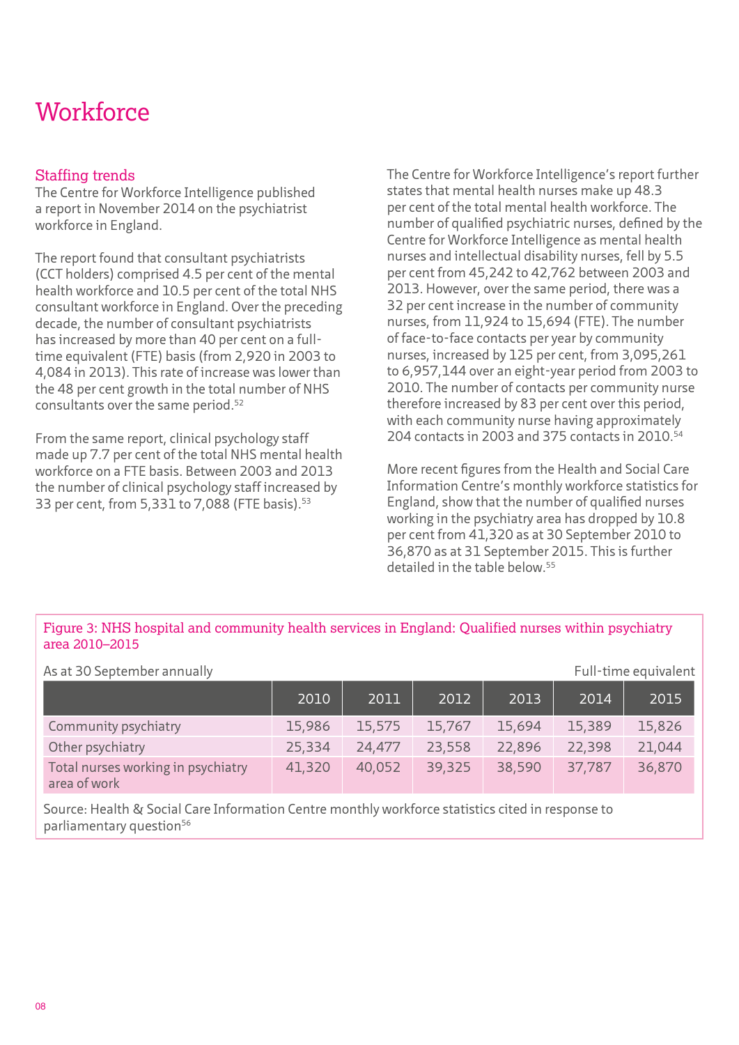# Workforce

## Staffing trends

The Centre for Workforce Intelligence published a report in November 2014 on the psychiatrist workforce in England.

The report found that consultant psychiatrists (CCT holders) comprised 4.5 per cent of the mental health workforce and 10.5 per cent of the total NHS consultant workforce in England. Over the preceding decade, the number of consultant psychiatrists has increased by more than 40 per cent on a full-time equivalent (FTE) basis (from 2,920 in 2003 to 4,084 in 2013). This rate of increase was lower than the 48 per cent growth in the total number of NHS consultants over the same period.[52]

From the same report, clinical psychology staff made up 7.7 per cent of the total NHS mental health workforce on a FTE basis. Between 2003 and 2013 the number of clinical psychology staff increased by 33 per cent, from 5,331 to 7,088 (FTE basis).[53]

The Centre for Workforce Intelligence's report further states that mental health nurses make up 48.3 per cent of the total mental health workforce. The number of qualified psychiatric nurses, defined by the Centre for Workforce Intelligence as mental health nurses and intellectual disability nurses, fell by 5.5 per cent from 45,242 to 42,762 between 2003 and 2013. However, over the same period, there was a 32 per cent increase in the number of community nurses, from 11,924 to 15,694 (FTE). The number of face-to-face contacts per year by community nurses, increased by 125 per cent, from 3,095,261 to 6,957,144 over an eight-year period from 2003 to 2010. The number of contacts per community nurse therefore increased by 83 per cent over this period, with each community nurse having approximately 204 contacts in 2003 and 375 contacts in 2010.[54]

More recent figures from the Health and Social Care Information Centre's monthly workforce statistics for England, show that the number of qualified nurses working in the psychiatry area has dropped by 10.8 per cent from 41,320 as at 30 September 2010 to 36,870 as at 31 September 2015. This is further detailed in the table below.[55]

Figure 3: NHS hospital and community health services in England: Qualified nurses within psychiatry area 2010–2015

As at 30 September annually — Full-time equivalent

| | 2010 | 2011 | 2012 | 2013 | 2014 | 2015 |
|---|---|---|---|---|---|---|
| Community psychiatry | 15,986 | 15,575 | 15,767 | 15,694 | 15,389 | 15,826 |
| Other psychiatry | 25,334 | 24,477 | 23,558 | 22,896 | 22,398 | 21,044 |
| Total nurses working in psychiatry area of work | 41,320 | 40,052 | 39,325 | 38,590 | 37,787 | 36,870 |

Source: Health & Social Care Information Centre monthly workforce statistics cited in response to parliamentary question[56]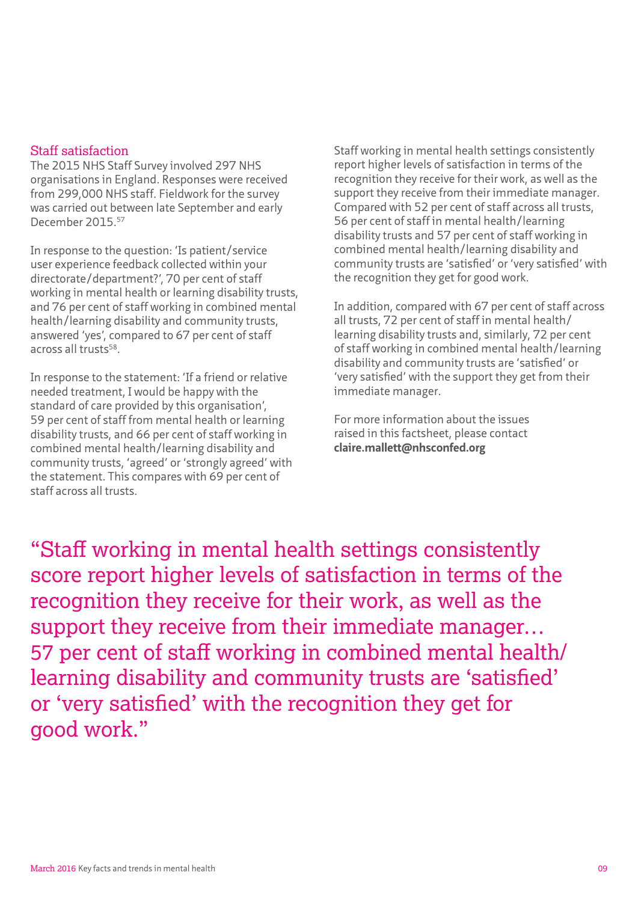## Staff satisfaction

The 2015 NHS Staff Survey involved 297 NHS organisations in England. Responses were received from 299,000 NHS staff. Fieldwork for the survey was carried out between late September and early December 2015.[57]

In response to the question: 'Is patient/service user experience feedback collected within your directorate/department?', 70 per cent of staff working in mental health or learning disability trusts, and 76 per cent of staff working in combined mental health/learning disability and community trusts, answered 'yes', compared to 67 per cent of staff across all trusts[58].

In response to the statement: 'If a friend or relative needed treatment, I would be happy with the standard of care provided by this organisation', 59 per cent of staff from mental health or learning disability trusts, and 66 per cent of staff working in combined mental health/learning disability and community trusts, 'agreed' or 'strongly agreed' with the statement. This compares with 69 per cent of staff across all trusts.

Staff working in mental health settings consistently report higher levels of satisfaction in terms of the recognition they receive for their work, as well as the support they receive from their immediate manager. Compared with 52 per cent of staff across all trusts, 56 per cent of staff in mental health/learning disability trusts and 57 per cent of staff working in combined mental health/learning disability and community trusts are 'satisfied' or 'very satisfied' with the recognition they get for good work.

In addition, compared with 67 per cent of staff across all trusts, 72 per cent of staff in mental health/learning disability trusts and, similarly, 72 per cent of staff working in combined mental health/learning disability and community trusts are 'satisfied' or 'very satisfied' with the support they get from their immediate manager.

For more information about the issues raised in this factsheet, please contact **claire.mallett@nhsconfed.org**

> "Staff working in mental health settings consistently score report higher levels of satisfaction in terms of the recognition they receive for their work, as well as the support they receive from their immediate manager… 57 per cent of staff working in combined mental health/learning disability and community trusts are 'satisfied' or 'very satisfied' with the recognition they get for good work."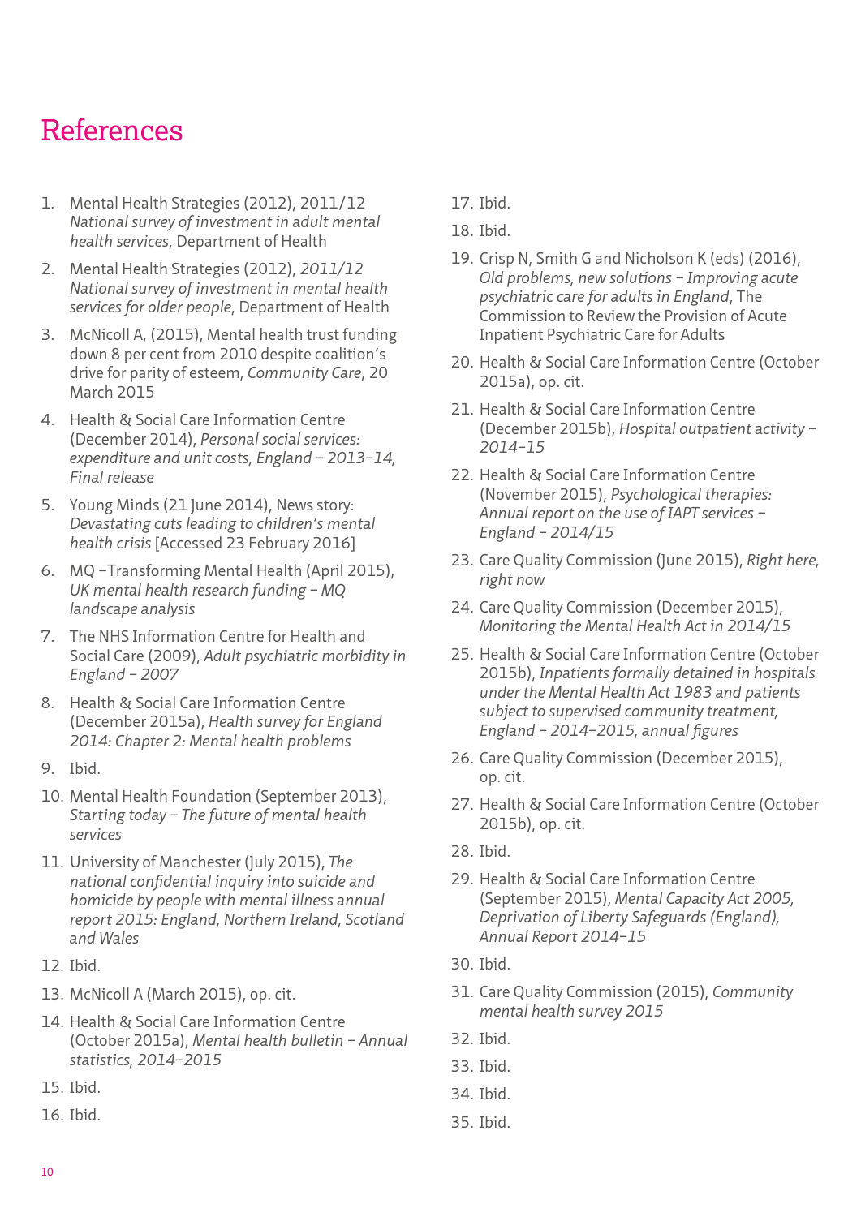# References

1. Mental Health Strategies (2012), 2011/12 *National survey of investment in adult mental health services*, Department of Health
2. Mental Health Strategies (2012), *2011/12 National survey of investment in mental health services for older people*, Department of Health
3. McNicoll A, (2015), Mental health trust funding down 8 per cent from 2010 despite coalition's drive for parity of esteem, *Community Care*, 20 March 2015
4. Health & Social Care Information Centre (December 2014), *Personal social services: expenditure and unit costs, England – 2013–14, Final release*
5. Young Minds (21 June 2014), News story: *Devastating cuts leading to children's mental health crisis* [Accessed 23 February 2016]
6. MQ –Transforming Mental Health (April 2015), *UK mental health research funding – MQ landscape analysis*
7. The NHS Information Centre for Health and Social Care (2009), *Adult psychiatric morbidity in England – 2007*
8. Health & Social Care Information Centre (December 2015a), *Health survey for England 2014: Chapter 2: Mental health problems*
9. Ibid.
10. Mental Health Foundation (September 2013), *Starting today – The future of mental health services*
11. University of Manchester (July 2015), *The national confidential inquiry into suicide and homicide by people with mental illness annual report 2015: England, Northern Ireland, Scotland and Wales*
12. Ibid.
13. McNicoll A (March 2015), op. cit.
14. Health & Social Care Information Centre (October 2015a), *Mental health bulletin – Annual statistics, 2014–2015*
15. Ibid.
16. Ibid.
17. Ibid.
18. Ibid.
19. Crisp N, Smith G and Nicholson K (eds) (2016), *Old problems, new solutions – Improving acute psychiatric care for adults in England*, The Commission to Review the Provision of Acute Inpatient Psychiatric Care for Adults
20. Health & Social Care Information Centre (October 2015a), op. cit.
21. Health & Social Care Information Centre (December 2015b), *Hospital outpatient activity – 2014–15*
22. Health & Social Care Information Centre (November 2015), *Psychological therapies: Annual report on the use of IAPT services – England – 2014/15*
23. Care Quality Commission (June 2015), *Right here, right now*
24. Care Quality Commission (December 2015), *Monitoring the Mental Health Act in 2014/15*
25. Health & Social Care Information Centre (October 2015b), *Inpatients formally detained in hospitals under the Mental Health Act 1983 and patients subject to supervised community treatment, England – 2014–2015, annual figures*
26. Care Quality Commission (December 2015), op. cit.
27. Health & Social Care Information Centre (October 2015b), op. cit.
28. Ibid.
29. Health & Social Care Information Centre (September 2015), *Mental Capacity Act 2005, Deprivation of Liberty Safeguards (England), Annual Report 2014–15*
30. Ibid.
31. Care Quality Commission (2015), *Community mental health survey 2015*
32. Ibid.
33. Ibid.
34. Ibid.
35. Ibid.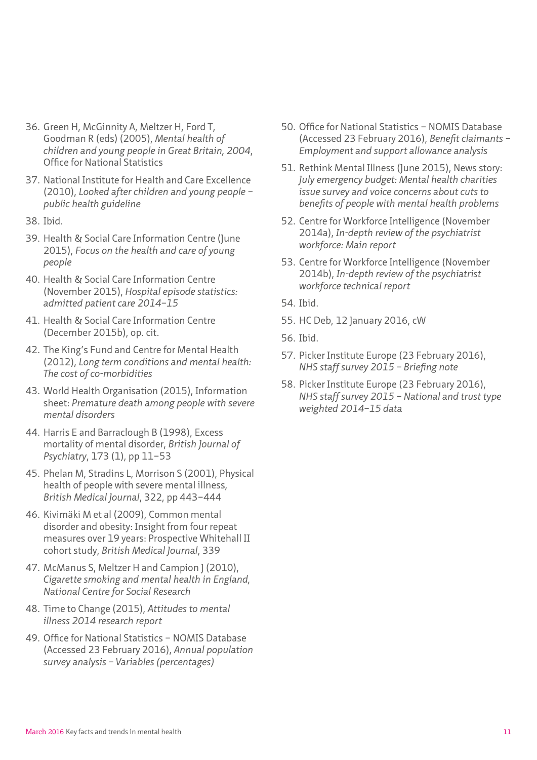36. Green H, McGinnity A, Meltzer H, Ford T, Goodman R (eds) (2005), *Mental health of children and young people in Great Britain, 2004*, Office for National Statistics
37. National Institute for Health and Care Excellence (2010), *Looked after children and young people – public health guideline*
38. Ibid.
39. Health & Social Care Information Centre (June 2015), *Focus on the health and care of young people*
40. Health & Social Care Information Centre (November 2015), *Hospital episode statistics: admitted patient care 2014–15*
41. Health & Social Care Information Centre (December 2015b), op. cit.
42. The King's Fund and Centre for Mental Health (2012), *Long term conditions and mental health: The cost of co-morbidities*
43. World Health Organisation (2015), Information sheet: *Premature death among people with severe mental disorders*
44. Harris E and Barraclough B (1998), Excess mortality of mental disorder, *British Journal of Psychiatry*, 173 (1), pp 11–53
45. Phelan M, Stradins L, Morrison S (2001), Physical health of people with severe mental illness, *British Medical Journal*, 322, pp 443–444
46. Kivimäki M et al (2009), Common mental disorder and obesity: Insight from four repeat measures over 19 years: Prospective Whitehall II cohort study, *British Medical Journal*, 339
47. McManus S, Meltzer H and Campion J (2010), *Cigarette smoking and mental health in England, National Centre for Social Research*
48. Time to Change (2015), *Attitudes to mental illness 2014 research report*
49. Office for National Statistics – NOMIS Database (Accessed 23 February 2016), *Annual population survey analysis – Variables (percentages)*
50. Office for National Statistics – NOMIS Database (Accessed 23 February 2016), *Benefit claimants – Employment and support allowance analysis*
51. Rethink Mental Illness (June 2015), News story: *July emergency budget: Mental health charities issue survey and voice concerns about cuts to benefits of people with mental health problems*
52. Centre for Workforce Intelligence (November 2014a), *In-depth review of the psychiatrist workforce: Main report*
53. Centre for Workforce Intelligence (November 2014b), *In-depth review of the psychiatrist workforce technical report*
54. Ibid.
55. HC Deb, 12 January 2016, cW
56. Ibid.
57. Picker Institute Europe (23 February 2016), *NHS staff survey 2015 – Briefing note*
58. Picker Institute Europe (23 February 2016), *NHS staff survey 2015 – National and trust type weighted 2014–15 data*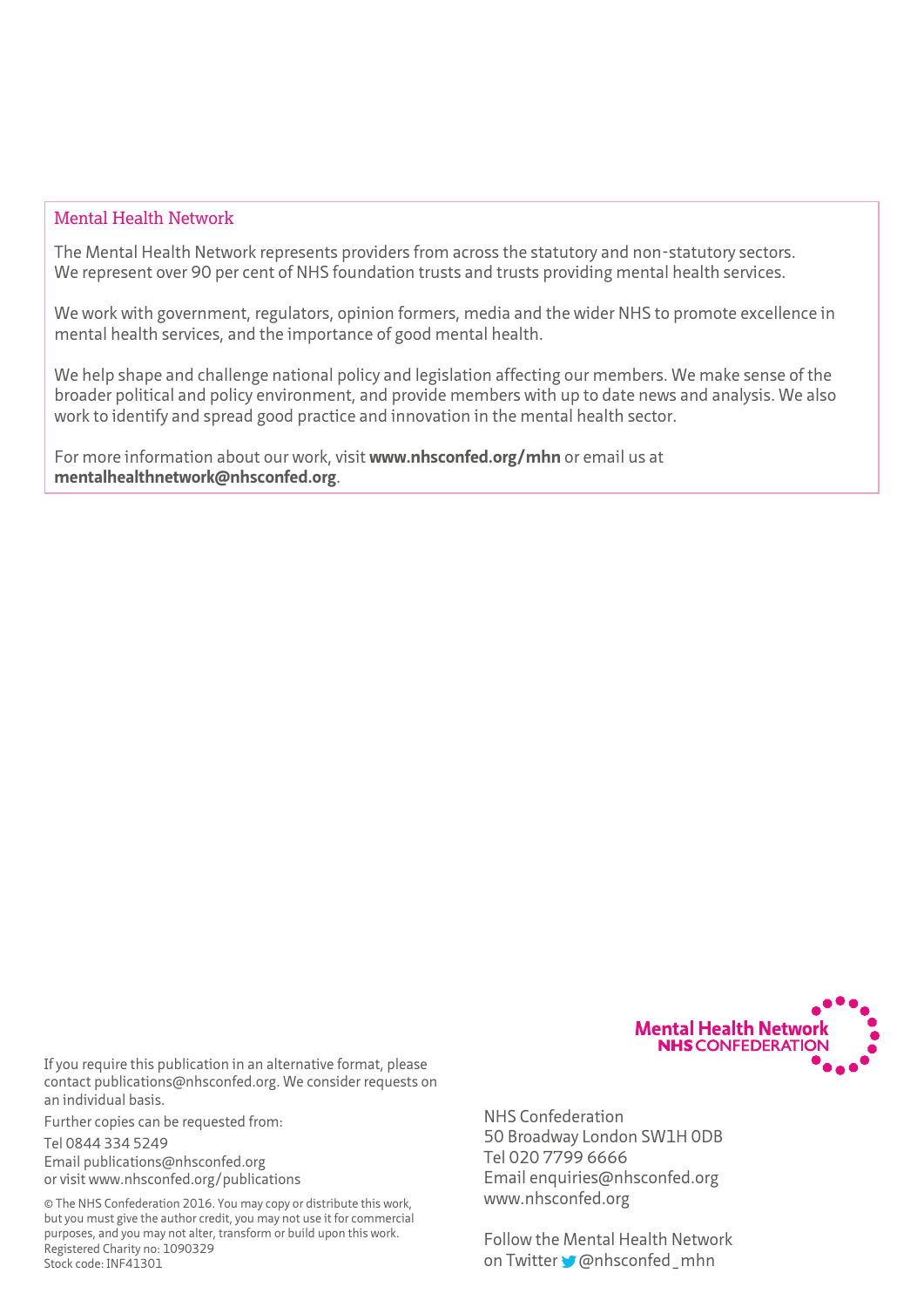## Mental Health Network

The Mental Health Network represents providers from across the statutory and non-statutory sectors. We represent over 90 per cent of NHS foundation trusts and trusts providing mental health services.

We work with government, regulators, opinion formers, media and the wider NHS to promote excellence in mental health services, and the importance of good mental health.

We help shape and challenge national policy and legislation affecting our members. We make sense of the broader political and policy environment, and provide members with up to date news and analysis. We also work to identify and spread good practice and innovation in the mental health sector.

For more information about our work, visit **www.nhsconfed.org/mhn** or email us at **mentalhealthnetwork@nhsconfed.org**.

Mental Health Network
NHS CONFEDERATION

If you require this publication in an alternative format, please contact publications@nhsconfed.org. We consider requests on an individual basis.

Further copies can be requested from:

Tel 0844 334 5249
Email publications@nhsconfed.org
or visit www.nhsconfed.org/publications

© The NHS Confederation 2016. You may copy or distribute this work, but you must give the author credit, you may not use it for commercial purposes, and you may not alter, transform or build upon this work.
Registered Charity no: 1090329
Stock code: INF41301

NHS Confederation
50 Broadway London SW1H 0DB
Tel 020 7799 6666
Email enquiries@nhsconfed.org
www.nhsconfed.org

Follow the Mental Health Network on Twitter @nhsconfed_mhn